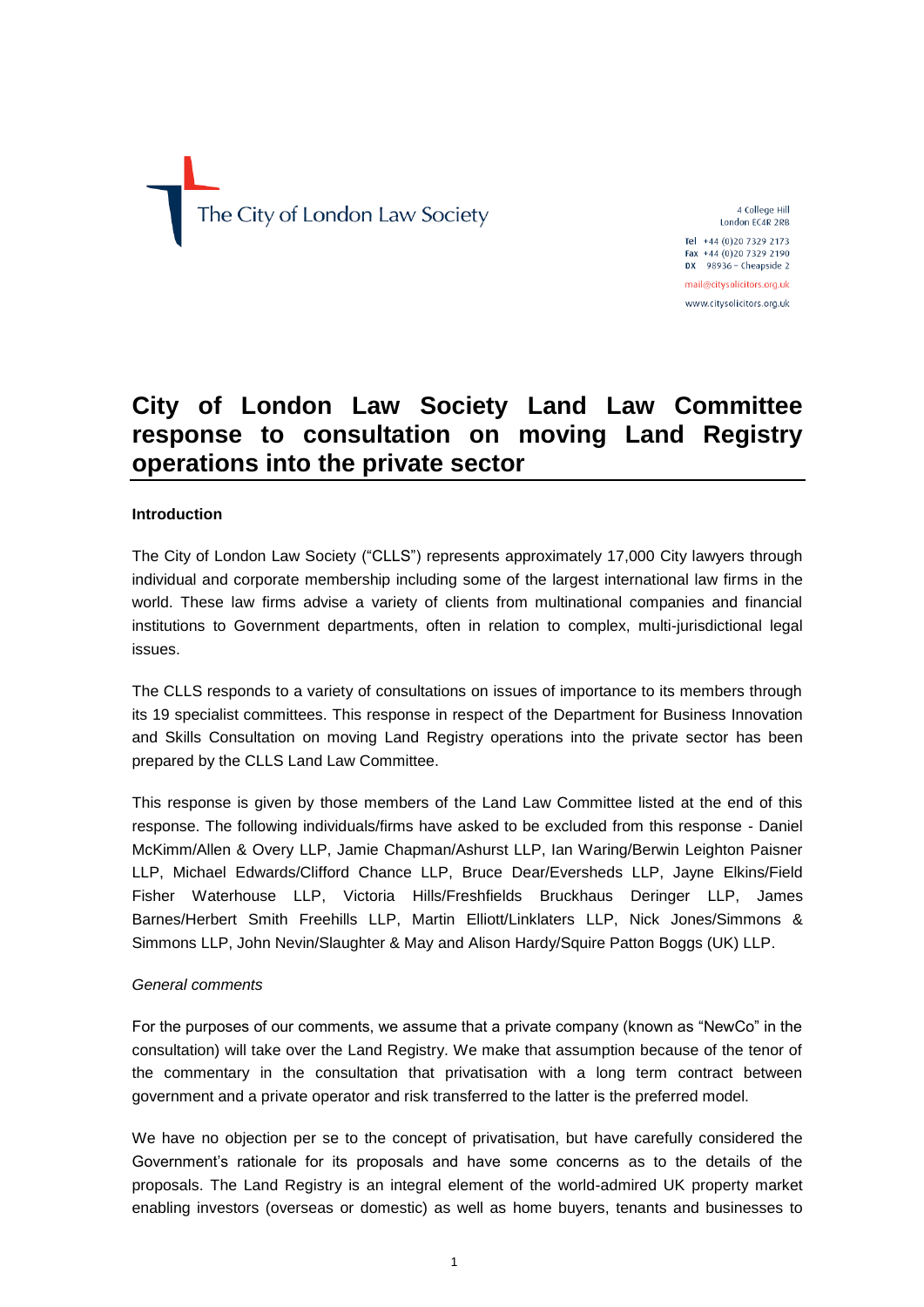The City of London Law Society

4 College Hill
London EC4R 2RB

Tel +44 (0)20 7329 2173
Fax +44 (0)20 7329 2190
DX 98936 – Cheapside 2

mail@citysolicitors.org.uk
www.citysolicitors.org.uk

# City of London Law Society Land Law Committee response to consultation on moving Land Registry operations into the private sector

**Introduction**

The City of London Law Society ("CLLS") represents approximately 17,000 City lawyers through individual and corporate membership including some of the largest international law firms in the world. These law firms advise a variety of clients from multinational companies and financial institutions to Government departments, often in relation to complex, multi-jurisdictional legal issues.

The CLLS responds to a variety of consultations on issues of importance to its members through its 19 specialist committees. This response in respect of the Department for Business Innovation and Skills Consultation on moving Land Registry operations into the private sector has been prepared by the CLLS Land Law Committee.

This response is given by those members of the Land Law Committee listed at the end of this response. The following individuals/firms have asked to be excluded from this response - Daniel McKimm/Allen & Overy LLP, Jamie Chapman/Ashurst LLP, Ian Waring/Berwin Leighton Paisner LLP, Michael Edwards/Clifford Chance LLP, Bruce Dear/Eversheds LLP, Jayne Elkins/Field Fisher Waterhouse LLP, Victoria Hills/Freshfields Bruckhaus Deringer LLP, James Barnes/Herbert Smith Freehills LLP, Martin Elliott/Linklaters LLP, Nick Jones/Simmons & Simmons LLP, John Nevin/Slaughter & May and Alison Hardy/Squire Patton Boggs (UK) LLP.

*General comments*

For the purposes of our comments, we assume that a private company (known as "NewCo" in the consultation) will take over the Land Registry. We make that assumption because of the tenor of the commentary in the consultation that privatisation with a long term contract between government and a private operator and risk transferred to the latter is the preferred model.

We have no objection per se to the concept of privatisation, but have carefully considered the Government's rationale for its proposals and have some concerns as to the details of the proposals. The Land Registry is an integral element of the world-admired UK property market enabling investors (overseas or domestic) as well as home buyers, tenants and businesses to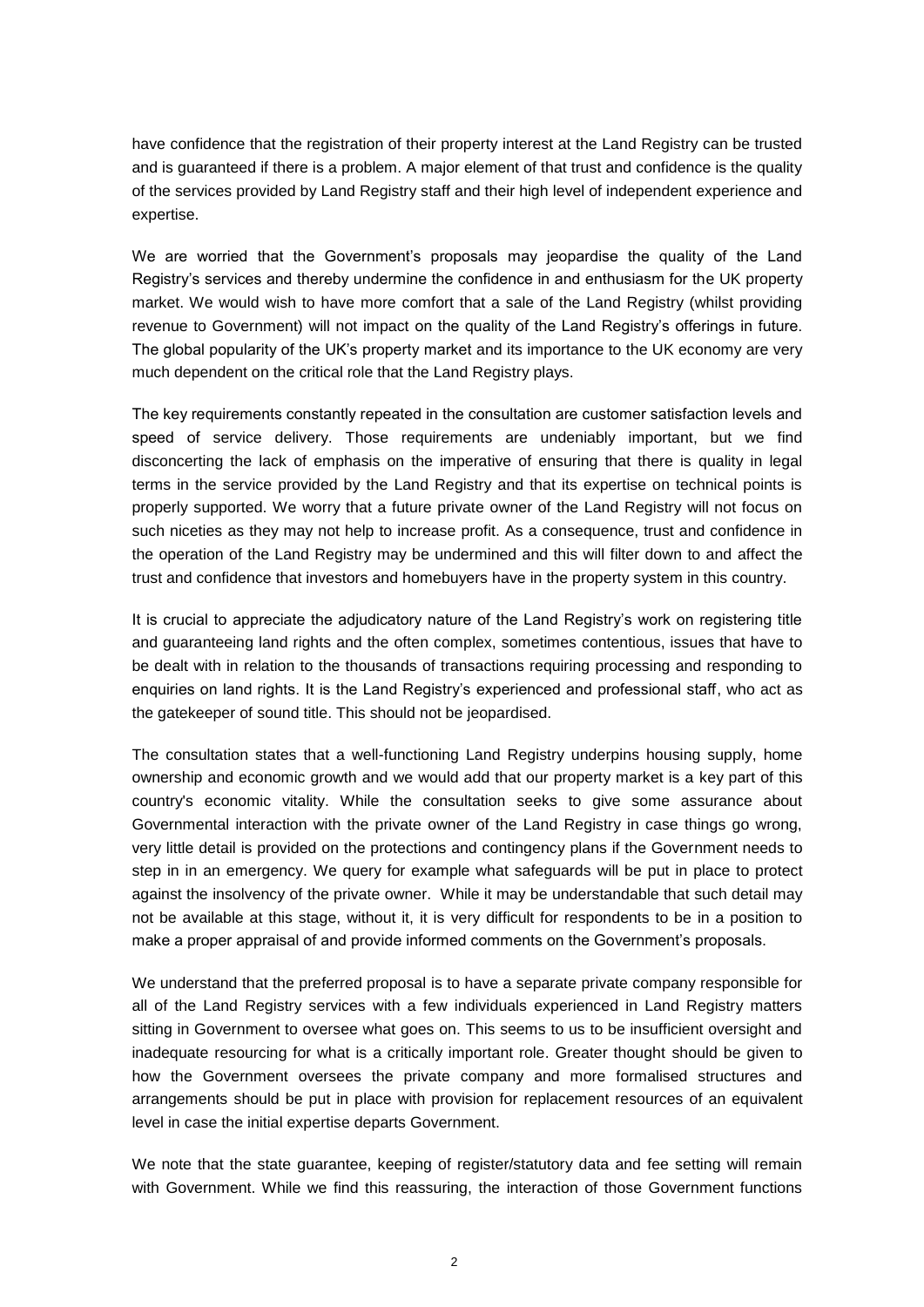have confidence that the registration of their property interest at the Land Registry can be trusted and is guaranteed if there is a problem. A major element of that trust and confidence is the quality of the services provided by Land Registry staff and their high level of independent experience and expertise.

We are worried that the Government's proposals may jeopardise the quality of the Land Registry's services and thereby undermine the confidence in and enthusiasm for the UK property market. We would wish to have more comfort that a sale of the Land Registry (whilst providing revenue to Government) will not impact on the quality of the Land Registry's offerings in future. The global popularity of the UK's property market and its importance to the UK economy are very much dependent on the critical role that the Land Registry plays.

The key requirements constantly repeated in the consultation are customer satisfaction levels and speed of service delivery. Those requirements are undeniably important, but we find disconcerting the lack of emphasis on the imperative of ensuring that there is quality in legal terms in the service provided by the Land Registry and that its expertise on technical points is properly supported. We worry that a future private owner of the Land Registry will not focus on such niceties as they may not help to increase profit. As a consequence, trust and confidence in the operation of the Land Registry may be undermined and this will filter down to and affect the trust and confidence that investors and homebuyers have in the property system in this country.

It is crucial to appreciate the adjudicatory nature of the Land Registry's work on registering title and guaranteeing land rights and the often complex, sometimes contentious, issues that have to be dealt with in relation to the thousands of transactions requiring processing and responding to enquiries on land rights. It is the Land Registry's experienced and professional staff, who act as the gatekeeper of sound title. This should not be jeopardised.

The consultation states that a well-functioning Land Registry underpins housing supply, home ownership and economic growth and we would add that our property market is a key part of this country's economic vitality. While the consultation seeks to give some assurance about Governmental interaction with the private owner of the Land Registry in case things go wrong, very little detail is provided on the protections and contingency plans if the Government needs to step in in an emergency. We query for example what safeguards will be put in place to protect against the insolvency of the private owner. While it may be understandable that such detail may not be available at this stage, without it, it is very difficult for respondents to be in a position to make a proper appraisal of and provide informed comments on the Government's proposals.

We understand that the preferred proposal is to have a separate private company responsible for all of the Land Registry services with a few individuals experienced in Land Registry matters sitting in Government to oversee what goes on. This seems to us to be insufficient oversight and inadequate resourcing for what is a critically important role. Greater thought should be given to how the Government oversees the private company and more formalised structures and arrangements should be put in place with provision for replacement resources of an equivalent level in case the initial expertise departs Government.

We note that the state guarantee, keeping of register/statutory data and fee setting will remain with Government. While we find this reassuring, the interaction of those Government functions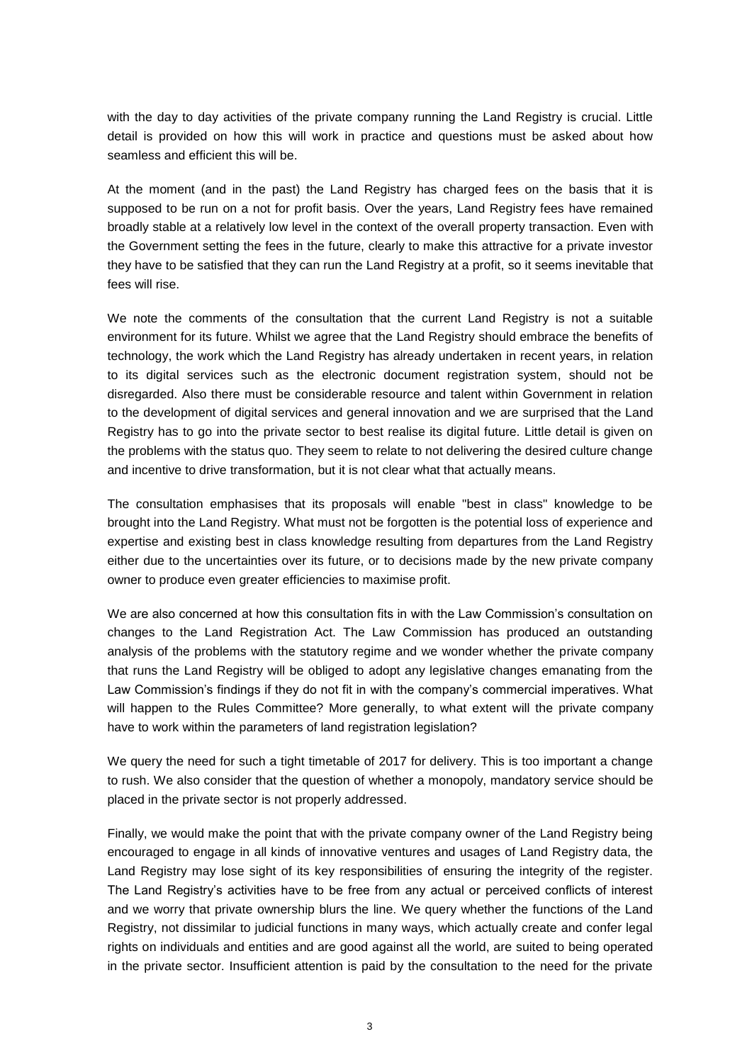with the day to day activities of the private company running the Land Registry is crucial. Little detail is provided on how this will work in practice and questions must be asked about how seamless and efficient this will be.

At the moment (and in the past) the Land Registry has charged fees on the basis that it is supposed to be run on a not for profit basis. Over the years, Land Registry fees have remained broadly stable at a relatively low level in the context of the overall property transaction. Even with the Government setting the fees in the future, clearly to make this attractive for a private investor they have to be satisfied that they can run the Land Registry at a profit, so it seems inevitable that fees will rise.

We note the comments of the consultation that the current Land Registry is not a suitable environment for its future. Whilst we agree that the Land Registry should embrace the benefits of technology, the work which the Land Registry has already undertaken in recent years, in relation to its digital services such as the electronic document registration system, should not be disregarded. Also there must be considerable resource and talent within Government in relation to the development of digital services and general innovation and we are surprised that the Land Registry has to go into the private sector to best realise its digital future. Little detail is given on the problems with the status quo. They seem to relate to not delivering the desired culture change and incentive to drive transformation, but it is not clear what that actually means.

The consultation emphasises that its proposals will enable "best in class" knowledge to be brought into the Land Registry. What must not be forgotten is the potential loss of experience and expertise and existing best in class knowledge resulting from departures from the Land Registry either due to the uncertainties over its future, or to decisions made by the new private company owner to produce even greater efficiencies to maximise profit.

We are also concerned at how this consultation fits in with the Law Commission's consultation on changes to the Land Registration Act. The Law Commission has produced an outstanding analysis of the problems with the statutory regime and we wonder whether the private company that runs the Land Registry will be obliged to adopt any legislative changes emanating from the Law Commission's findings if they do not fit in with the company's commercial imperatives. What will happen to the Rules Committee? More generally, to what extent will the private company have to work within the parameters of land registration legislation?

We query the need for such a tight timetable of 2017 for delivery. This is too important a change to rush. We also consider that the question of whether a monopoly, mandatory service should be placed in the private sector is not properly addressed.

Finally, we would make the point that with the private company owner of the Land Registry being encouraged to engage in all kinds of innovative ventures and usages of Land Registry data, the Land Registry may lose sight of its key responsibilities of ensuring the integrity of the register. The Land Registry's activities have to be free from any actual or perceived conflicts of interest and we worry that private ownership blurs the line. We query whether the functions of the Land Registry, not dissimilar to judicial functions in many ways, which actually create and confer legal rights on individuals and entities and are good against all the world, are suited to being operated in the private sector. Insufficient attention is paid by the consultation to the need for the private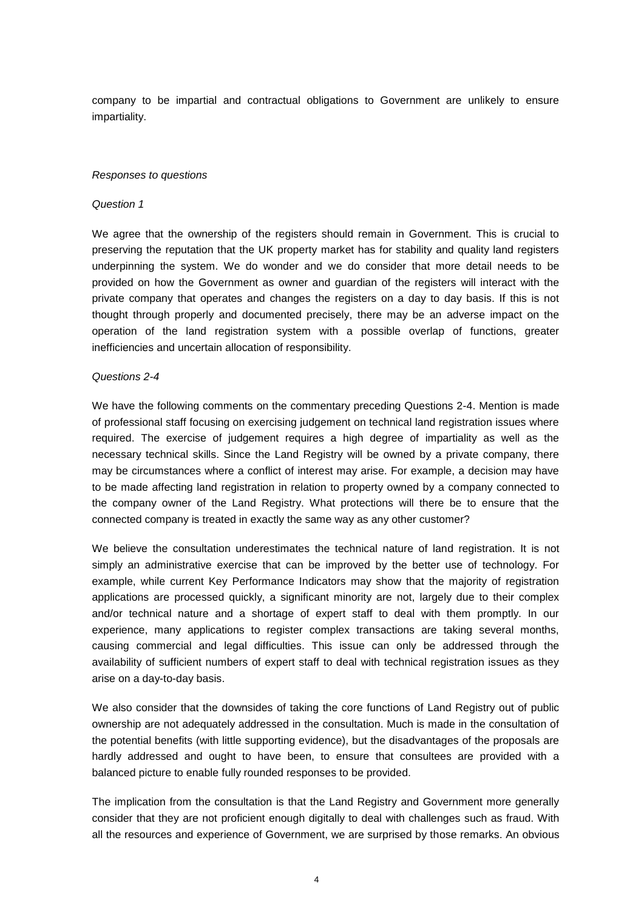company to be impartial and contractual obligations to Government are unlikely to ensure impartiality.

*Responses to questions*

*Question 1*

We agree that the ownership of the registers should remain in Government. This is crucial to preserving the reputation that the UK property market has for stability and quality land registers underpinning the system. We do wonder and we do consider that more detail needs to be provided on how the Government as owner and guardian of the registers will interact with the private company that operates and changes the registers on a day to day basis. If this is not thought through properly and documented precisely, there may be an adverse impact on the operation of the land registration system with a possible overlap of functions, greater inefficiencies and uncertain allocation of responsibility.

*Questions 2-4*

We have the following comments on the commentary preceding Questions 2-4. Mention is made of professional staff focusing on exercising judgement on technical land registration issues where required. The exercise of judgement requires a high degree of impartiality as well as the necessary technical skills. Since the Land Registry will be owned by a private company, there may be circumstances where a conflict of interest may arise. For example, a decision may have to be made affecting land registration in relation to property owned by a company connected to the company owner of the Land Registry. What protections will there be to ensure that the connected company is treated in exactly the same way as any other customer?

We believe the consultation underestimates the technical nature of land registration. It is not simply an administrative exercise that can be improved by the better use of technology. For example, while current Key Performance Indicators may show that the majority of registration applications are processed quickly, a significant minority are not, largely due to their complex and/or technical nature and a shortage of expert staff to deal with them promptly. In our experience, many applications to register complex transactions are taking several months, causing commercial and legal difficulties. This issue can only be addressed through the availability of sufficient numbers of expert staff to deal with technical registration issues as they arise on a day-to-day basis.

We also consider that the downsides of taking the core functions of Land Registry out of public ownership are not adequately addressed in the consultation. Much is made in the consultation of the potential benefits (with little supporting evidence), but the disadvantages of the proposals are hardly addressed and ought to have been, to ensure that consultees are provided with a balanced picture to enable fully rounded responses to be provided.

The implication from the consultation is that the Land Registry and Government more generally consider that they are not proficient enough digitally to deal with challenges such as fraud. With all the resources and experience of Government, we are surprised by those remarks. An obvious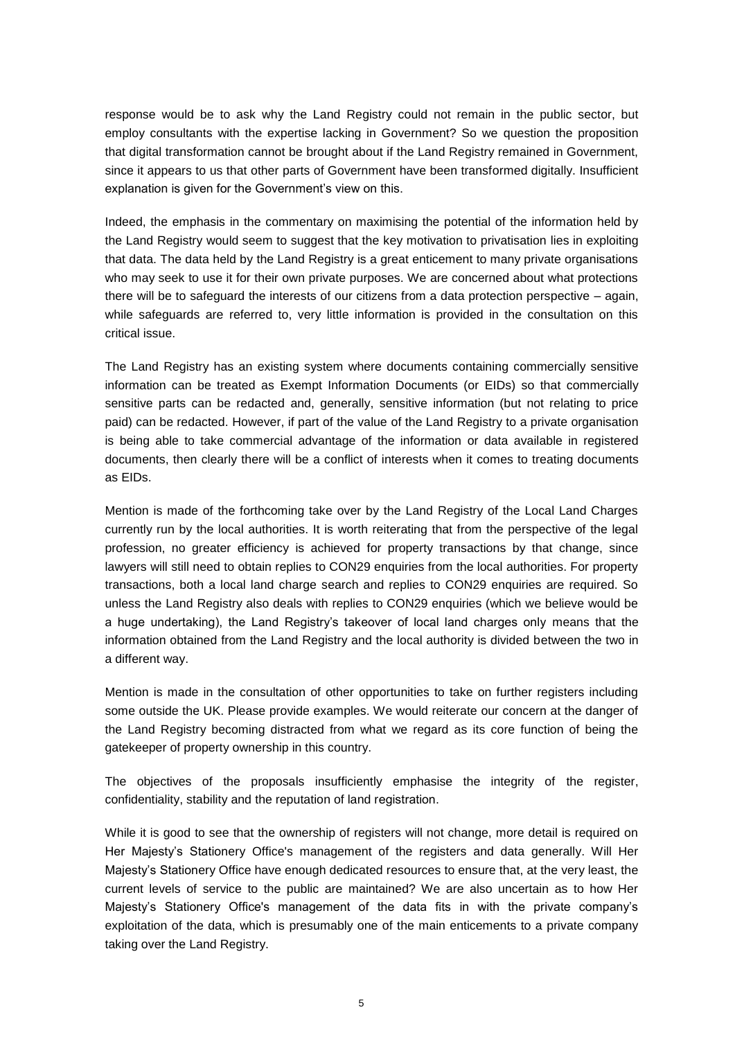response would be to ask why the Land Registry could not remain in the public sector, but employ consultants with the expertise lacking in Government? So we question the proposition that digital transformation cannot be brought about if the Land Registry remained in Government, since it appears to us that other parts of Government have been transformed digitally. Insufficient explanation is given for the Government's view on this.

Indeed, the emphasis in the commentary on maximising the potential of the information held by the Land Registry would seem to suggest that the key motivation to privatisation lies in exploiting that data. The data held by the Land Registry is a great enticement to many private organisations who may seek to use it for their own private purposes. We are concerned about what protections there will be to safeguard the interests of our citizens from a data protection perspective – again, while safeguards are referred to, very little information is provided in the consultation on this critical issue.

The Land Registry has an existing system where documents containing commercially sensitive information can be treated as Exempt Information Documents (or EIDs) so that commercially sensitive parts can be redacted and, generally, sensitive information (but not relating to price paid) can be redacted. However, if part of the value of the Land Registry to a private organisation is being able to take commercial advantage of the information or data available in registered documents, then clearly there will be a conflict of interests when it comes to treating documents as EIDs.

Mention is made of the forthcoming take over by the Land Registry of the Local Land Charges currently run by the local authorities. It is worth reiterating that from the perspective of the legal profession, no greater efficiency is achieved for property transactions by that change, since lawyers will still need to obtain replies to CON29 enquiries from the local authorities. For property transactions, both a local land charge search and replies to CON29 enquiries are required. So unless the Land Registry also deals with replies to CON29 enquiries (which we believe would be a huge undertaking), the Land Registry's takeover of local land charges only means that the information obtained from the Land Registry and the local authority is divided between the two in a different way.

Mention is made in the consultation of other opportunities to take on further registers including some outside the UK. Please provide examples. We would reiterate our concern at the danger of the Land Registry becoming distracted from what we regard as its core function of being the gatekeeper of property ownership in this country.

The objectives of the proposals insufficiently emphasise the integrity of the register, confidentiality, stability and the reputation of land registration.

While it is good to see that the ownership of registers will not change, more detail is required on Her Majesty's Stationery Office's management of the registers and data generally. Will Her Majesty's Stationery Office have enough dedicated resources to ensure that, at the very least, the current levels of service to the public are maintained? We are also uncertain as to how Her Majesty's Stationery Office's management of the data fits in with the private company's exploitation of the data, which is presumably one of the main enticements to a private company taking over the Land Registry.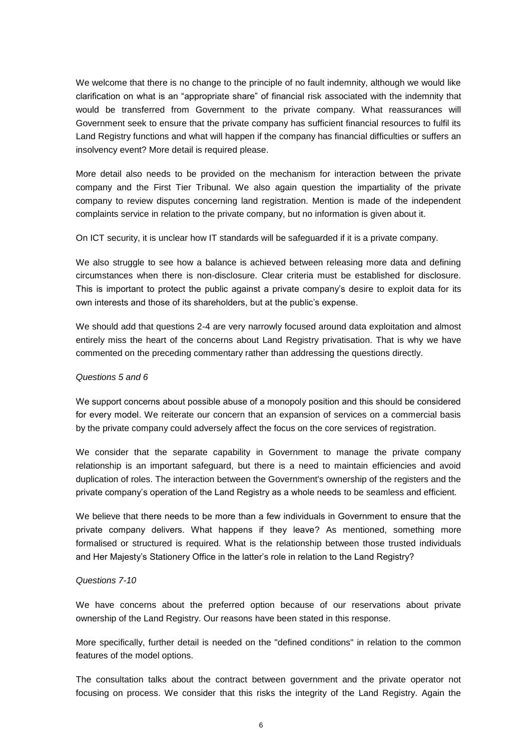We welcome that there is no change to the principle of no fault indemnity, although we would like clarification on what is an "appropriate share" of financial risk associated with the indemnity that would be transferred from Government to the private company. What reassurances will Government seek to ensure that the private company has sufficient financial resources to fulfil its Land Registry functions and what will happen if the company has financial difficulties or suffers an insolvency event? More detail is required please.

More detail also needs to be provided on the mechanism for interaction between the private company and the First Tier Tribunal. We also again question the impartiality of the private company to review disputes concerning land registration. Mention is made of the independent complaints service in relation to the private company, but no information is given about it.

On ICT security, it is unclear how IT standards will be safeguarded if it is a private company.

We also struggle to see how a balance is achieved between releasing more data and defining circumstances when there is non-disclosure. Clear criteria must be established for disclosure. This is important to protect the public against a private company's desire to exploit data for its own interests and those of its shareholders, but at the public's expense.

We should add that questions 2-4 are very narrowly focused around data exploitation and almost entirely miss the heart of the concerns about Land Registry privatisation. That is why we have commented on the preceding commentary rather than addressing the questions directly.

*Questions 5 and 6*

We support concerns about possible abuse of a monopoly position and this should be considered for every model. We reiterate our concern that an expansion of services on a commercial basis by the private company could adversely affect the focus on the core services of registration.

We consider that the separate capability in Government to manage the private company relationship is an important safeguard, but there is a need to maintain efficiencies and avoid duplication of roles. The interaction between the Government's ownership of the registers and the private company's operation of the Land Registry as a whole needs to be seamless and efficient.

We believe that there needs to be more than a few individuals in Government to ensure that the private company delivers. What happens if they leave? As mentioned, something more formalised or structured is required. What is the relationship between those trusted individuals and Her Majesty's Stationery Office in the latter's role in relation to the Land Registry?

*Questions 7-10*

We have concerns about the preferred option because of our reservations about private ownership of the Land Registry. Our reasons have been stated in this response.

More specifically, further detail is needed on the "defined conditions" in relation to the common features of the model options.

The consultation talks about the contract between government and the private operator not focusing on process. We consider that this risks the integrity of the Land Registry. Again the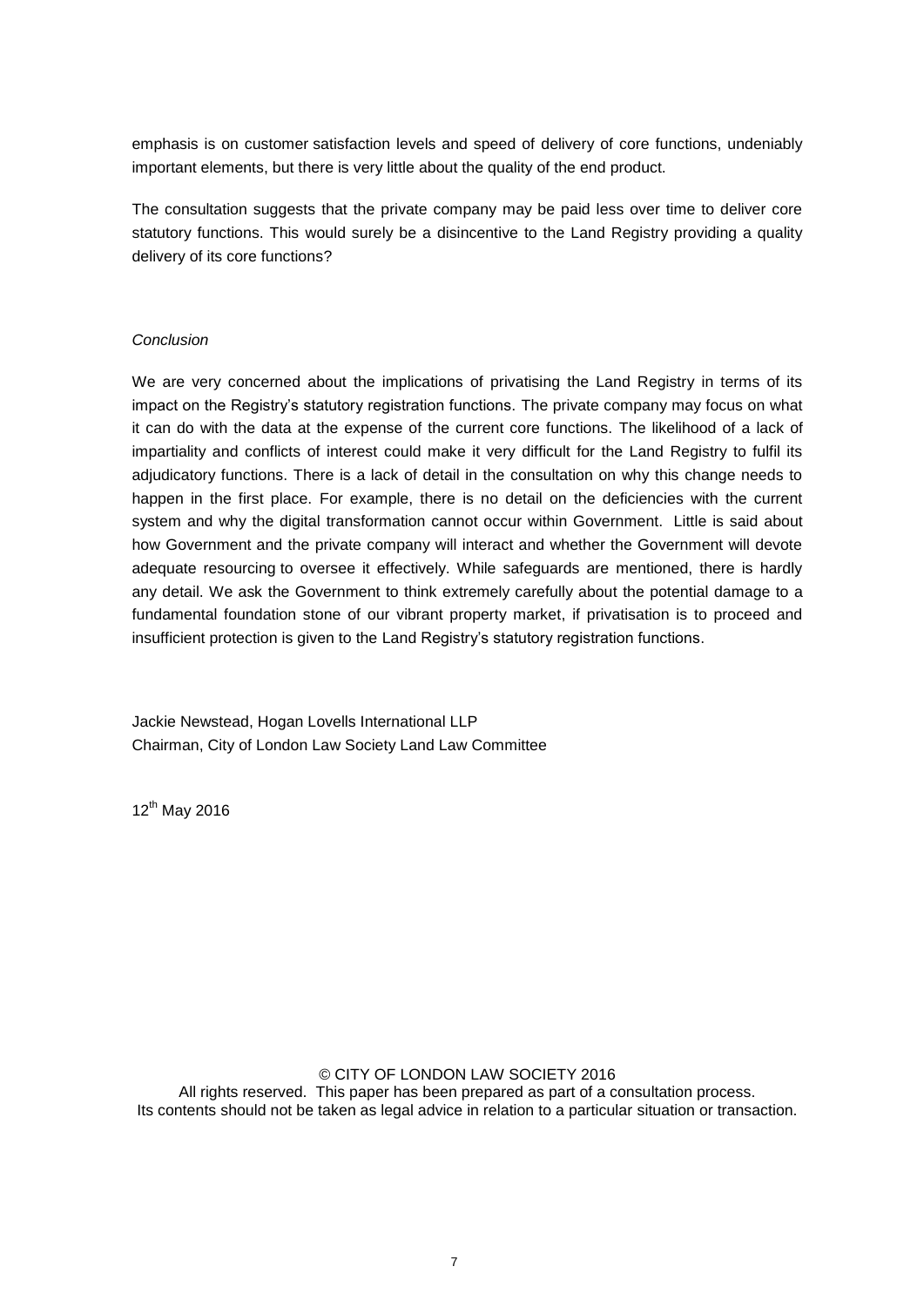emphasis is on customer satisfaction levels and speed of delivery of core functions, undeniably important elements, but there is very little about the quality of the end product.

The consultation suggests that the private company may be paid less over time to deliver core statutory functions. This would surely be a disincentive to the Land Registry providing a quality delivery of its core functions?

*Conclusion*

We are very concerned about the implications of privatising the Land Registry in terms of its impact on the Registry's statutory registration functions. The private company may focus on what it can do with the data at the expense of the current core functions. The likelihood of a lack of impartiality and conflicts of interest could make it very difficult for the Land Registry to fulfil its adjudicatory functions. There is a lack of detail in the consultation on why this change needs to happen in the first place. For example, there is no detail on the deficiencies with the current system and why the digital transformation cannot occur within Government. Little is said about how Government and the private company will interact and whether the Government will devote adequate resourcing to oversee it effectively. While safeguards are mentioned, there is hardly any detail. We ask the Government to think extremely carefully about the potential damage to a fundamental foundation stone of our vibrant property market, if privatisation is to proceed and insufficient protection is given to the Land Registry's statutory registration functions.

Jackie Newstead, Hogan Lovells International LLP
Chairman, City of London Law Society Land Law Committee

12th May 2016

© CITY OF LONDON LAW SOCIETY 2016
All rights reserved. This paper has been prepared as part of a consultation process.
Its contents should not be taken as legal advice in relation to a particular situation or transaction.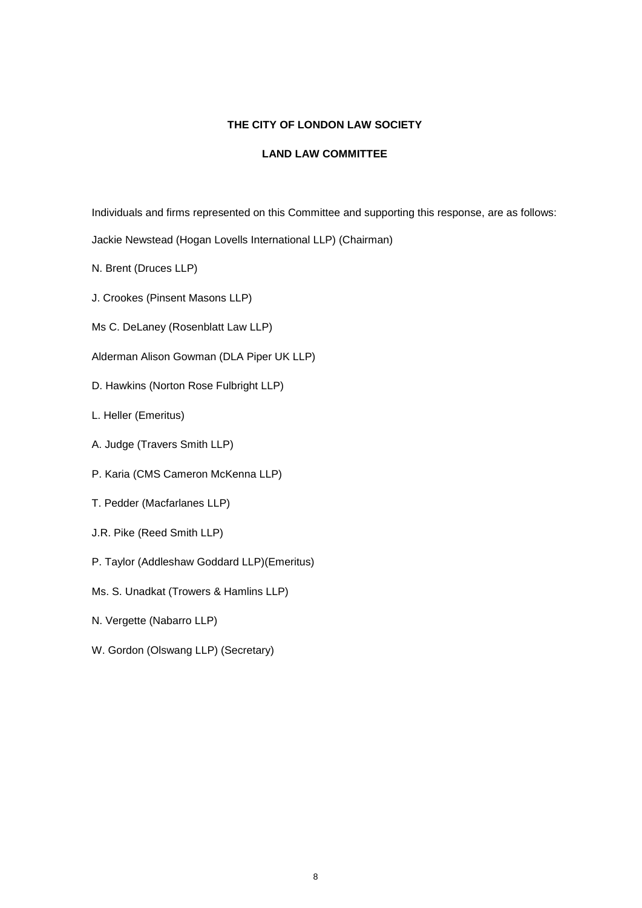**THE CITY OF LONDON LAW SOCIETY**

**LAND LAW COMMITTEE**

Individuals and firms represented on this Committee and supporting this response, are as follows:

Jackie Newstead (Hogan Lovells International LLP) (Chairman)

N. Brent (Druces LLP)

J. Crookes (Pinsent Masons LLP)

Ms C. DeLaney (Rosenblatt Law LLP)

Alderman Alison Gowman (DLA Piper UK LLP)

D. Hawkins (Norton Rose Fulbright LLP)

L. Heller (Emeritus)

A. Judge (Travers Smith LLP)

P. Karia (CMS Cameron McKenna LLP)

T. Pedder (Macfarlanes LLP)

J.R. Pike (Reed Smith LLP)

P. Taylor (Addleshaw Goddard LLP)(Emeritus)

Ms. S. Unadkat (Trowers & Hamlins LLP)

N. Vergette (Nabarro LLP)

W. Gordon (Olswang LLP) (Secretary)